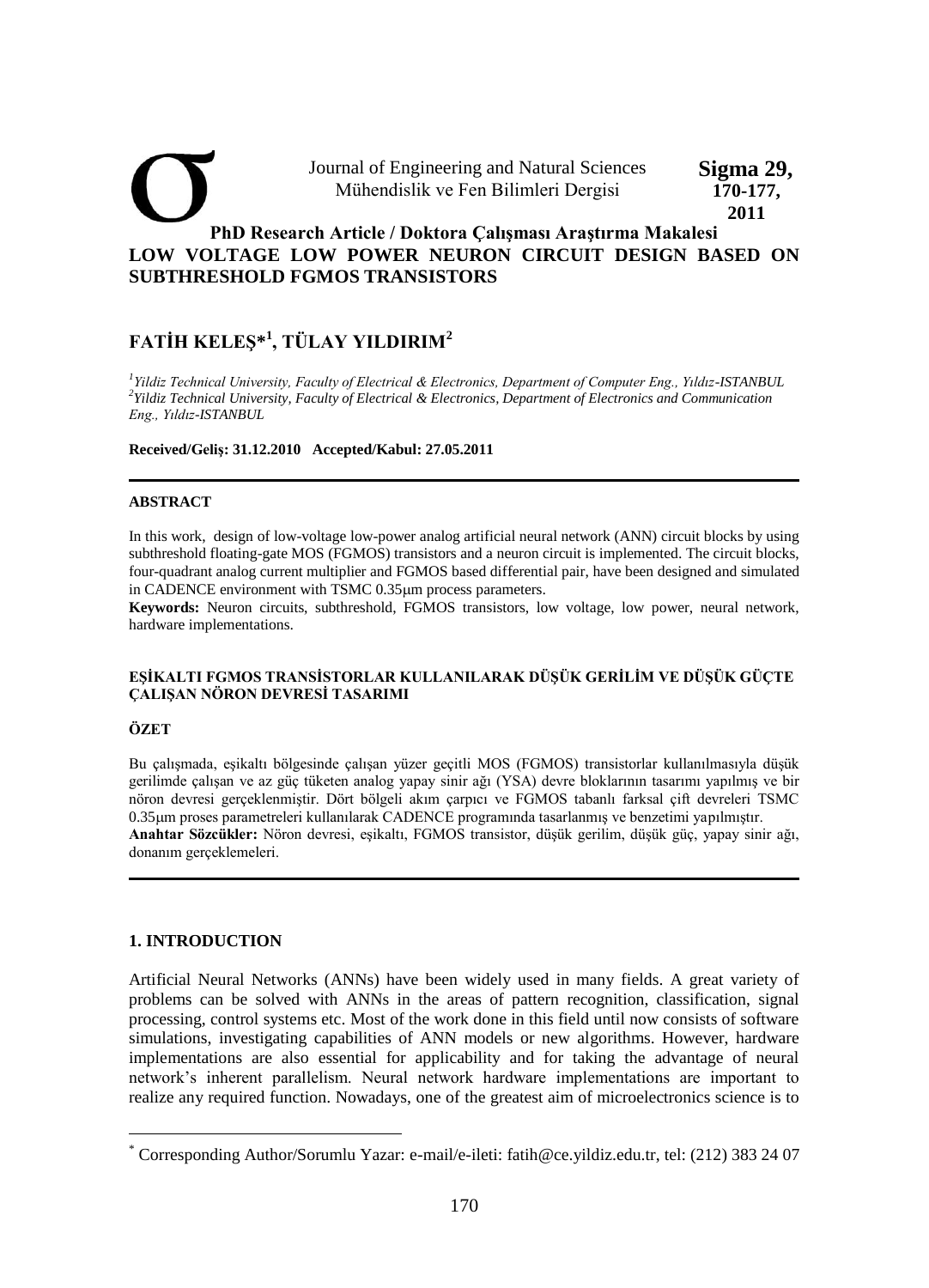**PhD Research Article / Doktora Çalışması Araştırma Makalesi**

# LOW VOLTAGE LOW POWER NEURON CIRCUIT DESIGN BASED ON SUBTHRESHOLD FGMOS TRANSISTORS

## FATİH KELEŞ*[1], TÜLAY YILDIRIM[2]

[1] *Yildiz Technical University, Faculty of Electrical & Electronics, Department of Computer Eng., Yıldız-ISTANBUL*
[2] *Yildiz Technical University, Faculty of Electrical & Electronics, Department of Electronics and Communication Eng., Yıldız-ISTANBUL*

**Received/Geliş: 31.12.2010 Accepted/Kabul: 27.05.2011**

---

### ABSTRACT

In this work, design of low-voltage low-power analog artificial neural network (ANN) circuit blocks by using subthreshold floating-gate MOS (FGMOS) transistors and a neuron circuit is implemented. The circuit blocks, four-quadrant analog current multiplier and FGMOS based differential pair, have been designed and simulated in CADENCE environment with TSMC 0.35μm process parameters.

**Keywords:** Neuron circuits, subthreshold, FGMOS transistors, low voltage, low power, neural network, hardware implementations.

### EŞİKALTI FGMOS TRANSİSTORLAR KULLANILARAK DÜŞÜK GERİLİM VE DÜŞÜK GÜÇTE ÇALIŞAN NÖRON DEVRESİ TASARIMI

### ÖZET

Bu çalışmada, eşikaltı bölgesinde çalışan yüzer geçitli MOS (FGMOS) transistorlar kullanılmasıyla düşük gerilimde çalışan ve az güç tüketen analog yapay sinir ağı (YSA) devre bloklarının tasarımı yapılmış ve bir nöron devresi gerçeklenmiştir. Dört bölgeli akım çarpıcı ve FGMOS tabanlı farksal çift devreleri TSMC 0.35μm proses parametreleri kullanılarak CADENCE programında tasarlanmış ve benzetimi yapılmıştır.

**Anahtar Sözcükler:** Nöron devresi, eşikaltı, FGMOS transistor, düşük gerilim, düşük güç, yapay sinir ağı, donanım gerçeklemeleri.

---

## 1. INTRODUCTION

Artificial Neural Networks (ANNs) have been widely used in many fields. A great variety of problems can be solved with ANNs in the areas of pattern recognition, classification, signal processing, control systems etc. Most of the work done in this field until now consists of software simulations, investigating capabilities of ANN models or new algorithms. However, hardware implementations are also essential for applicability and for taking the advantage of neural network's inherent parallelism. Neural network hardware implementations are important to realize any required function. Nowadays, one of the greatest aim of microelectronics science is to

---

\* Corresponding Author/Sorumlu Yazar: e-mail/e-ileti: fatih@ce.yildiz.edu.tr, tel: (212) 383 24 07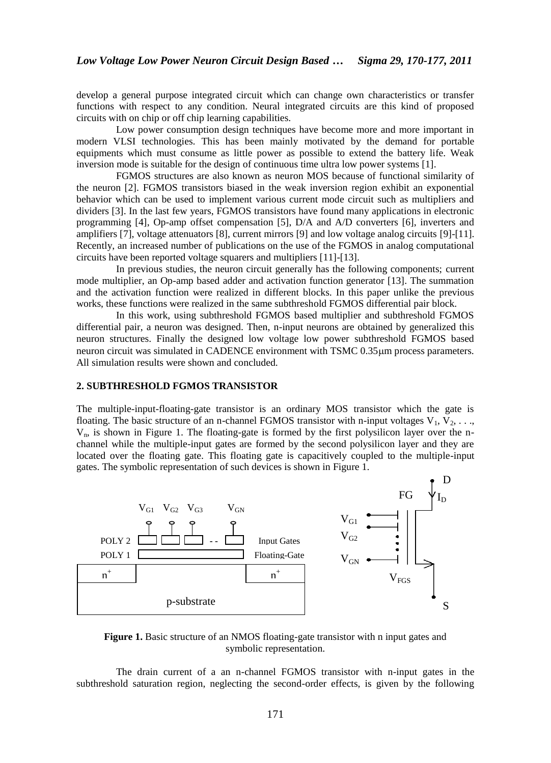develop a general purpose integrated circuit which can change own characteristics or transfer functions with respect to any condition. Neural integrated circuits are this kind of proposed circuits with on chip or off chip learning capabilities.

Low power consumption design techniques have become more and more important in modern VLSI technologies. This has been mainly motivated by the demand for portable equipments which must consume as little power as possible to extend the battery life. Weak inversion mode is suitable for the design of continuous time ultra low power systems [1].

FGMOS structures are also known as neuron MOS because of functional similarity of the neuron [2]. FGMOS transistors biased in the weak inversion region exhibit an exponential behavior which can be used to implement various current mode circuit such as multipliers and dividers [3]. In the last few years, FGMOS transistors have found many applications in electronic programming [4], Op-amp offset compensation [5], D/A and A/D converters [6], inverters and amplifiers [7], voltage attenuators [8], current mirrors [9] and low voltage analog circuits [9]-[11]. Recently, an increased number of publications on the use of the FGMOS in analog computational circuits have been reported voltage squarers and multipliers [11]-[13].

In previous studies, the neuron circuit generally has the following components; current mode multiplier, an Op-amp based adder and activation function generator [13]. The summation and the activation function were realized in different blocks. In this paper unlike the previous works, these functions were realized in the same subthreshold FGMOS differential pair block.

In this work, using subthreshold FGMOS based multiplier and subthreshold FGMOS differential pair, a neuron was designed. Then, n-input neurons are obtained by generalized this neuron structures. Finally the designed low voltage low power subthreshold FGMOS based neuron circuit was simulated in CADENCE environment with TSMC 0.35μm process parameters. All simulation results were shown and concluded.

## 2. SUBTHRESHOLD FGMOS TRANSISTOR

The multiple-input-floating-gate transistor is an ordinary MOS transistor which the gate is floating. The basic structure of an n-channel FGMOS transistor with n-input voltages $V_1, V_2, \ldots, V_n$, is shown in Figure 1. The floating-gate is formed by the first polysilicon layer over the n-channel while the multiple-input gates are formed by the second polysilicon layer and they are located over the floating gate. This floating gate is capacitively coupled to the multiple-input gates. The symbolic representation of such devices is shown in Figure 1.

**Figure 1.** Basic structure of an NMOS floating-gate transistor with n input gates and symbolic representation.

The drain current of a an n-channel FGMOS transistor with n-input gates in the subthreshold saturation region, neglecting the second-order effects, is given by the following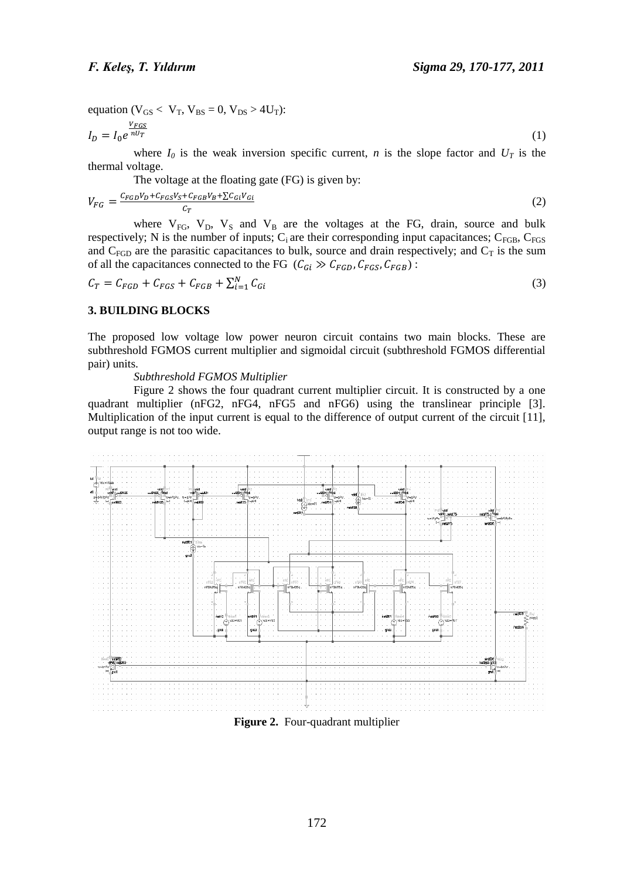equation ($V_{GS} < V_T$, $V_{BS} = 0$, $V_{DS} > 4U_T$):

$$I_D = I_0 e^{\frac{V_{FGS}}{nU_T}} \tag{1}$$

where $I_0$ is the weak inversion specific current, $n$ is the slope factor and $U_T$ is the thermal voltage.

The voltage at the floating gate (FG) is given by:

$$V_{FG} = \frac{C_{FGD}V_D + C_{FGS}V_S + C_{FGB}V_B + \sum C_{Gi}V_{Gi}}{C_T} \tag{2}$$

where $V_{FG}$, $V_D$, $V_S$ and $V_B$ are the voltages at the FG, drain, source and bulk respectively; N is the number of inputs; $C_i$ are their corresponding input capacitances; $C_{FGB}$, $C_{FGS}$ and $C_{FGD}$ are the parasitic capacitances to bulk, source and drain respectively; and $C_T$ is the sum of all the capacitances connected to the FG ($C_{Gi} \gg C_{FGD}, C_{FGS}, C_{FGB}$):

$$C_T = C_{FGD} + C_{FGS} + C_{FGB} + \sum_{i=1}^{N} C_{Gi} \tag{3}$$

## 3. BUILDING BLOCKS

The proposed low voltage low power neuron circuit contains two main blocks. These are subthreshold FGMOS current multiplier and sigmoidal circuit (subthreshold FGMOS differential pair) units.

*Subthreshold FGMOS Multiplier*

Figure 2 shows the four quadrant current multiplier circuit. It is constructed by a one quadrant multiplier (nFG2, nFG4, nFG5 and nFG6) using the translinear principle [3]. Multiplication of the input current is equal to the difference of output current of the circuit [11], output range is not too wide.

**Figure 2.** Four-quadrant multiplier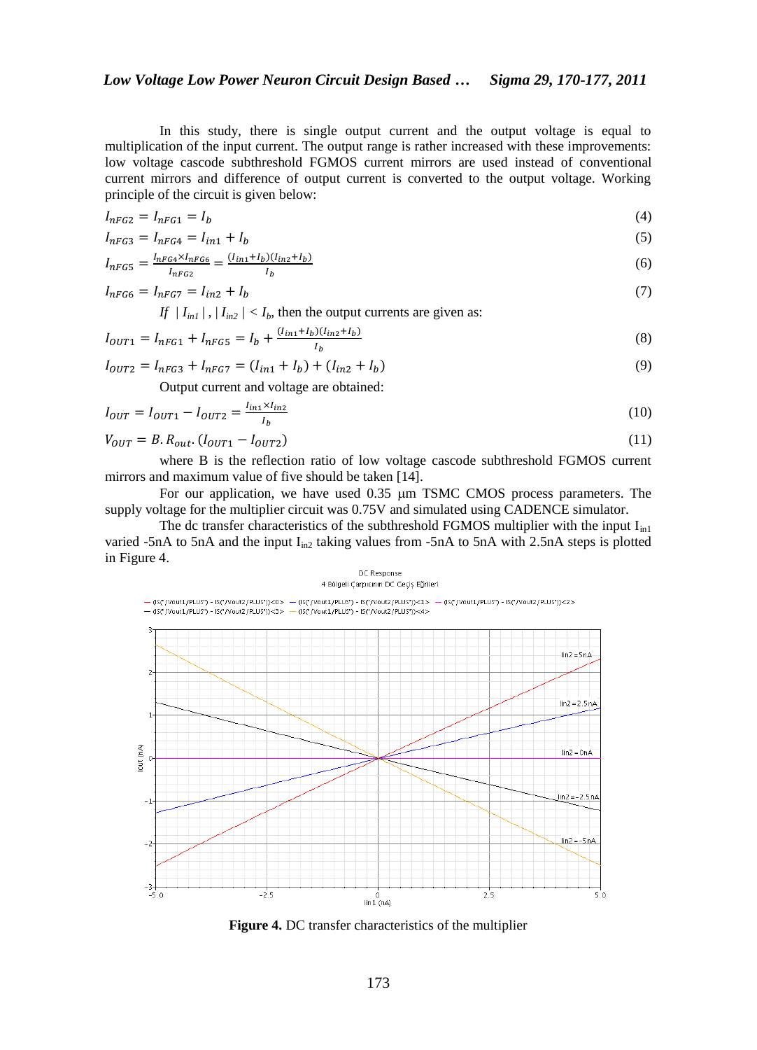In this study, there is single output current and the output voltage is equal to multiplication of the input current. The output range is rather increased with these improvements: low voltage cascode subthreshold FGMOS current mirrors are used instead of conventional current mirrors and difference of output current is converted to the output voltage. Working principle of the circuit is given below:

$$I_{nFG2} = I_{nFG1} = I_b \tag{4}$$

$$I_{nFG3} = I_{nFG4} = I_{in1} + I_b \tag{5}$$

$$I_{nFG5} = \frac{I_{nFG4} \times I_{nFG6}}{I_{nFG2}} = \frac{(I_{in1}+I_b)(I_{in2}+I_b)}{I_b} \tag{6}$$

$$I_{nFG6} = I_{nFG7} = I_{in2} + I_b \tag{7}$$

*If* $|I_{in1}|, |I_{in2}| < I_b$, then the output currents are given as:

$$I_{OUT1} = I_{nFG1} + I_{nFG5} = I_b + \frac{(I_{in1}+I_b)(I_{in2}+I_b)}{I_b} \tag{8}$$

$$I_{OUT2} = I_{nFG3} + I_{nFG7} = (I_{in1} + I_b) + (I_{in2} + I_b) \tag{9}$$

Output current and voltage are obtained:

$$I_{OUT} = I_{OUT1} - I_{OUT2} = \frac{I_{in1} \times I_{in2}}{I_b} \tag{10}$$

$$V_{OUT} = B.R_{out}.(I_{OUT1} - I_{OUT2}) \tag{11}$$

where B is the reflection ratio of low voltage cascode subthreshold FGMOS current mirrors and maximum value of five should be taken [14].

For our application, we have used 0.35 µm TSMC CMOS process parameters. The supply voltage for the multiplier circuit was 0.75V and simulated using CADENCE simulator.

The dc transfer characteristics of the subthreshold FGMOS multiplier with the input $I_{in1}$ varied -5nA to 5nA and the input $I_{in2}$ taking values from -5nA to 5nA with 2.5nA steps is plotted in Figure 4.

**Figure 4.** DC transfer characteristics of the multiplier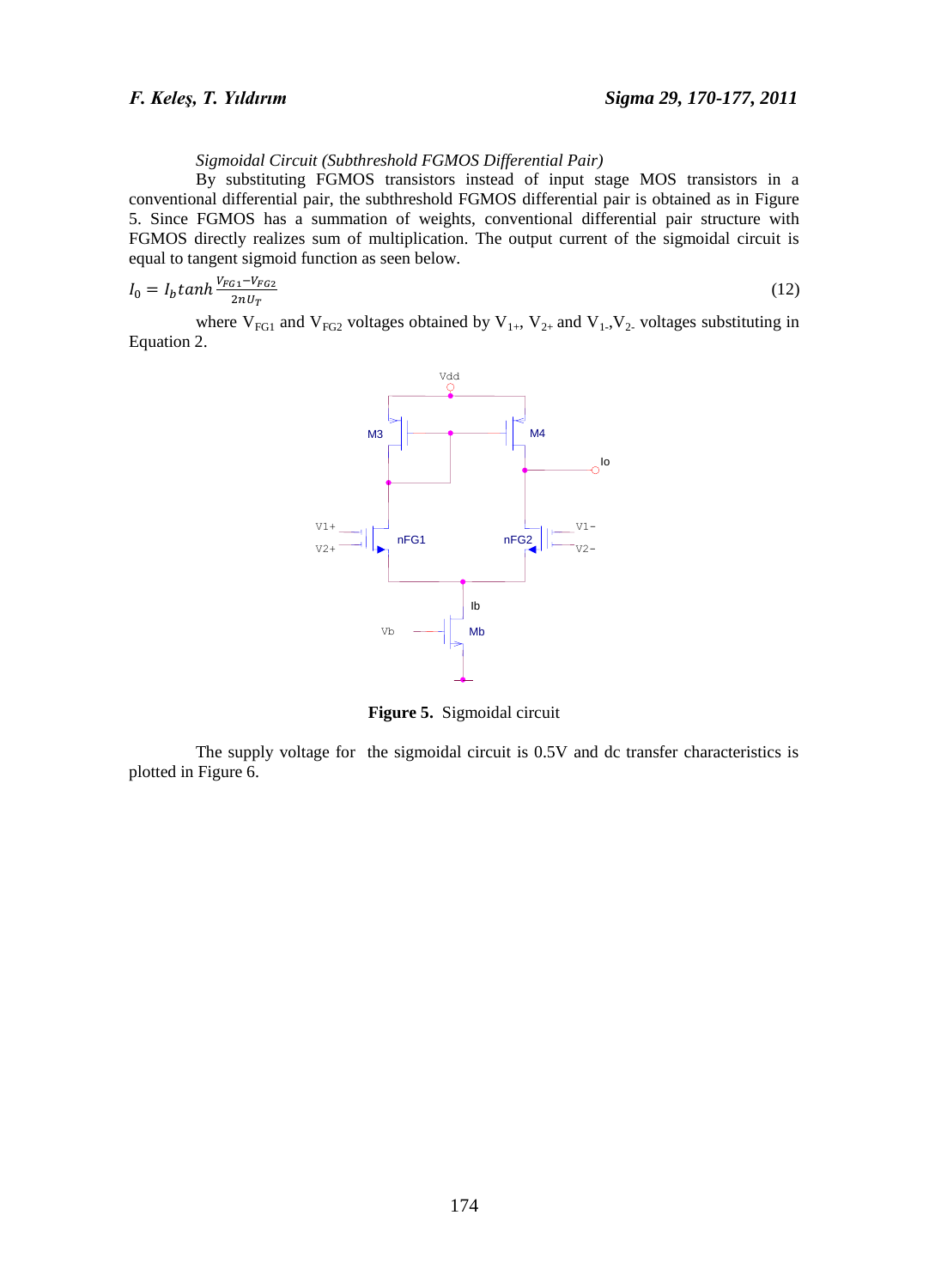*Sigmoidal Circuit (Subthreshold FGMOS Differential Pair)*

By substituting FGMOS transistors instead of input stage MOS transistors in a conventional differential pair, the subthreshold FGMOS differential pair is obtained as in Figure 5. Since FGMOS has a summation of weights, conventional differential pair structure with FGMOS directly realizes sum of multiplication. The output current of the sigmoidal circuit is equal to tangent sigmoid function as seen below.

$$I_0 = I_b tanh \frac{V_{FG1} - V_{FG2}}{2nU_T} \tag{12}$$

where $V_{FG1}$ and $V_{FG2}$ voltages obtained by $V_{1+}$, $V_{2+}$ and $V_{1-}$,$V_{2-}$ voltages substituting in Equation 2.

**Figure 5.** Sigmoidal circuit

The supply voltage for the sigmoidal circuit is 0.5V and dc transfer characteristics is plotted in Figure 6.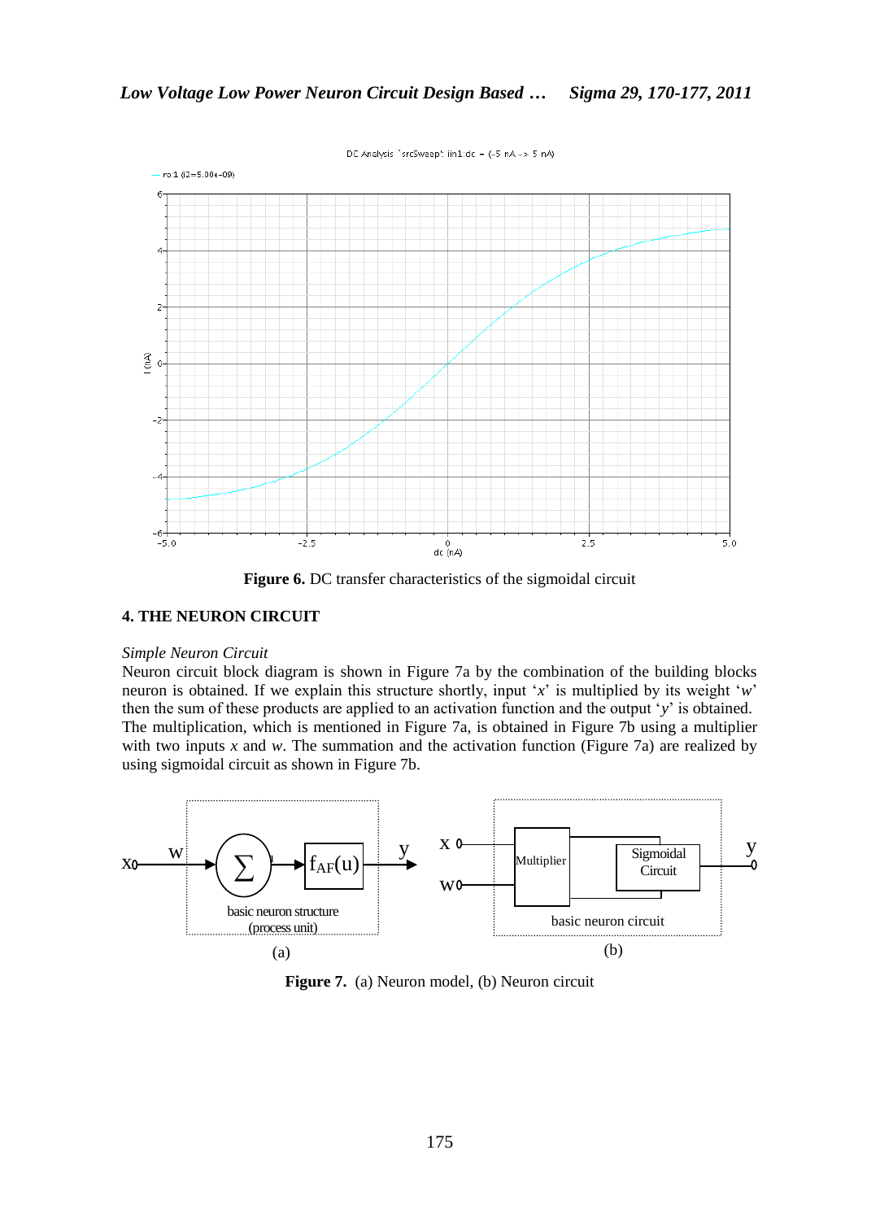Figure 6. DC transfer characteristics of the sigmoidal circuit

## 4. THE NEURON CIRCUIT

*Simple Neuron Circuit*

Neuron circuit block diagram is shown in Figure 7a by the combination of the building blocks neuron is obtained. If we explain this structure shortly, input '*x*' is multiplied by its weight '*w*' then the sum of these products are applied to an activation function and the output '*y*' is obtained. The multiplication, which is mentioned in Figure 7a, is obtained in Figure 7b using a multiplier with two inputs *x* and *w*. The summation and the activation function (Figure 7a) are realized by using sigmoidal circuit as shown in Figure 7b.

**Figure 7.** (a) Neuron model, (b) Neuron circuit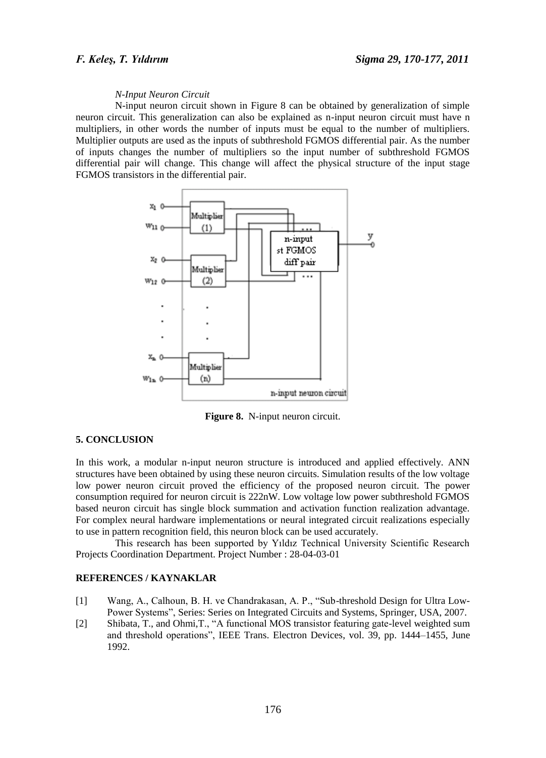*N-Input Neuron Circuit*

N-input neuron circuit shown in Figure 8 can be obtained by generalization of simple neuron circuit. This generalization can also be explained as n-input neuron circuit must have n multipliers, in other words the number of inputs must be equal to the number of multipliers. Multiplier outputs are used as the inputs of subthreshold FGMOS differential pair. As the number of inputs changes the number of multipliers so the input number of subthreshold FGMOS differential pair will change. This change will affect the physical structure of the input stage FGMOS transistors in the differential pair.

**Figure 8.** N-input neuron circuit.

## 5. CONCLUSION

In this work, a modular n-input neuron structure is introduced and applied effectively. ANN structures have been obtained by using these neuron circuits. Simulation results of the low voltage low power neuron circuit proved the efficiency of the proposed neuron circuit. The power consumption required for neuron circuit is 222nW. Low voltage low power subthreshold FGMOS based neuron circuit has single block summation and activation function realization advantage. For complex neural hardware implementations or neural integrated circuit realizations especially to use in pattern recognition field, this neuron block can be used accurately.

This research has been supported by Yıldız Technical University Scientific Research Projects Coordination Department. Project Number : 28-04-03-01

## REFERENCES / KAYNAKLAR

[1] Wang, A., Calhoun, B. H. ve Chandrakasan, A. P., "Sub-threshold Design for Ultra Low-Power Systems", Series: Series on Integrated Circuits and Systems, Springer, USA, 2007.

[2] Shibata, T., and Ohmi,T., "A functional MOS transistor featuring gate-level weighted sum and threshold operations", IEEE Trans. Electron Devices, vol. 39, pp. 1444–1455, June 1992.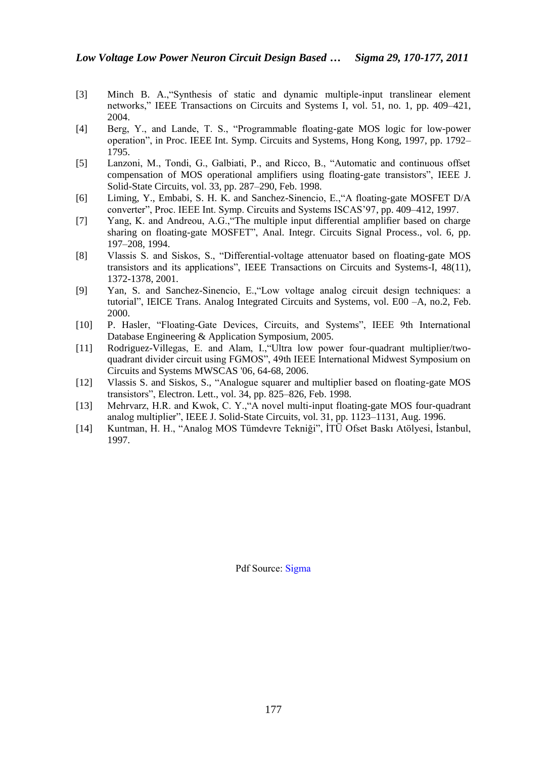[3] Minch B. A.,“Synthesis of static and dynamic multiple-input translinear element networks,” IEEE Transactions on Circuits and Systems I, vol. 51, no. 1, pp. 409–421, 2004.

[4] Berg, Y., and Lande, T. S., “Programmable floating-gate MOS logic for low-power operation”, in Proc. IEEE Int. Symp. Circuits and Systems, Hong Kong, 1997, pp. 1792–1795.

[5] Lanzoni, M., Tondi, G., Galbiati, P., and Ricco, B., “Automatic and continuous offset compensation of MOS operational amplifiers using floating-gate transistors”, IEEE J. Solid-State Circuits, vol. 33, pp. 287–290, Feb. 1998.

[6] Liming, Y., Embabi, S. H. K. and Sanchez-Sinencio, E.,“A floating-gate MOSFET D/A converter”, Proc. IEEE Int. Symp. Circuits and Systems ISCAS’97, pp. 409–412, 1997.

[7] Yang, K. and Andreou, A.G.,“The multiple input differential amplifier based on charge sharing on floating-gate MOSFET”, Anal. Integr. Circuits Signal Process., vol. 6, pp. 197–208, 1994.

[8] Vlassis S. and Siskos, S., “Differential-voltage attenuator based on floating-gate MOS transistors and its applications”, IEEE Transactions on Circuits and Systems-I, 48(11), 1372-1378, 2001.

[9] Yan, S. and Sanchez-Sinencio, E.,“Low voltage analog circuit design techniques: a tutorial”, IEICE Trans. Analog Integrated Circuits and Systems, vol. E00 –A, no.2, Feb. 2000.

[10] P. Hasler, “Floating-Gate Devices, Circuits, and Systems”, IEEE 9th International Database Engineering & Application Symposium, 2005.

[11] Rodriguez-Villegas, E. and Alam, I.,“Ultra low power four-quadrant multiplier/two-quadrant divider circuit using FGMOS”, 49th IEEE International Midwest Symposium on Circuits and Systems MWSCAS '06, 64-68, 2006.

[12] Vlassis S. and Siskos, S., “Analogue squarer and multiplier based on floating-gate MOS transistors”, Electron. Lett., vol. 34, pp. 825–826, Feb. 1998.

[13] Mehrvarz, H.R. and Kwok, C. Y.,“A novel multi-input floating-gate MOS four-quadrant analog multiplier”, IEEE J. Solid-State Circuits, vol. 31, pp. 1123–1131, Aug. 1996.

[14] Kuntman, H. H., “Analog MOS Tümdevre Tekniği”, İTÜ Ofset Baskı Atölyesi, İstanbul, 1997.

Pdf Source: Sigma